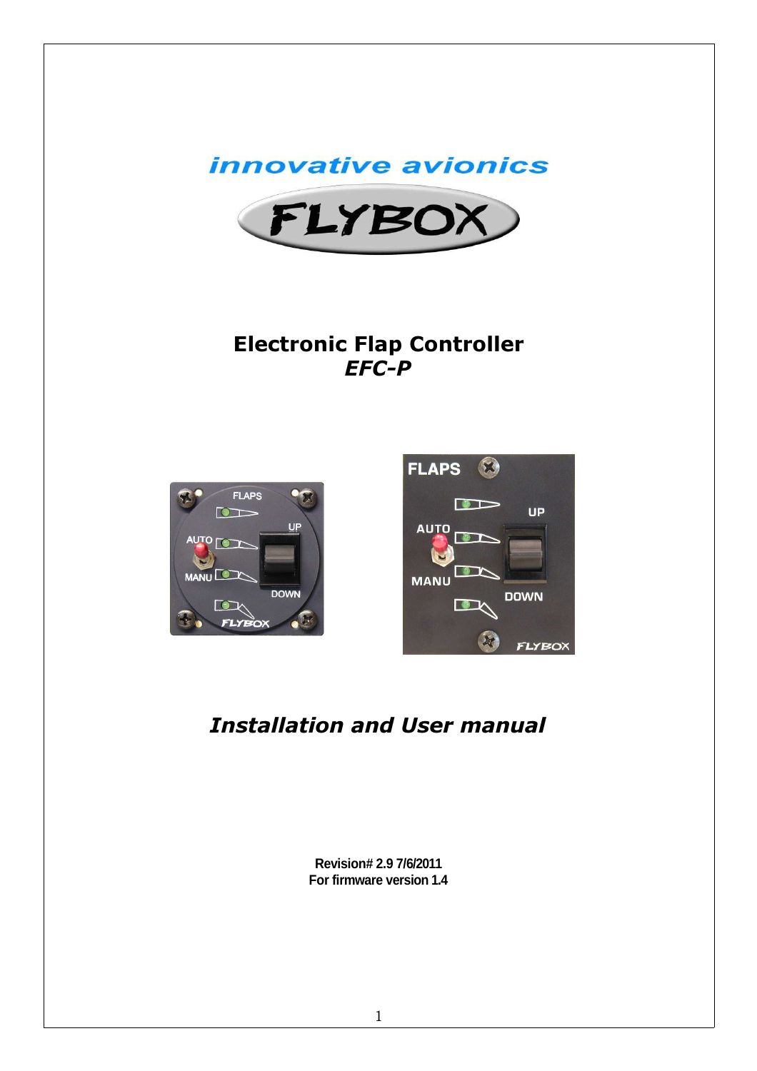innovative avionics

FLYBOX

# Electronic Flap Controller
## *EFC-P*

## *Installation and User manual*

**Revision# 2.9 7/6/2011**
**For firmware version 1.4**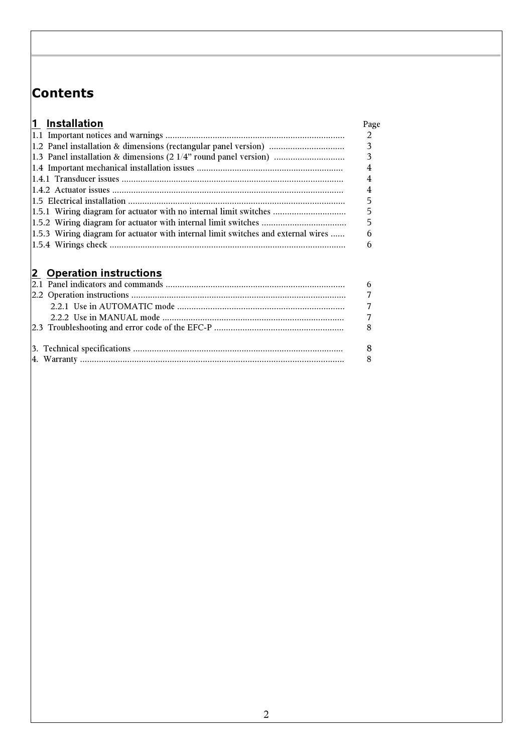# Contents

## 1 Installation

| | Page |
|---|---|
| 1.1 Important notices and warnings | 2 |
| 1.2 Panel installation & dimensions (rectangular panel version) | 3 |
| 1.3 Panel installation & dimensions (2 1/4" round panel version) | 3 |
| 1.4 Important mechanical installation issues | 4 |
| 1.4.1 Transducer issues | 4 |
| 1.4.2 Actuator issues | 4 |
| 1.5 Electrical installation | 5 |
| 1.5.1 Wiring diagram for actuator with no internal limit switches | 5 |
| 1.5.2 Wiring diagram for actuator with internal limit switches | 5 |
| 1.5.3 Wiring diagram for actuator with internal limit switches and external wires | 6 |
| 1.5.4 Wirings check | 6 |

## 2 Operation instructions

| | |
|---|---|
| 2.1 Panel indicators and commands | 6 |
| 2.2 Operation instructions | 7 |
| 2.2.1 Use in AUTOMATIC mode | 7 |
| 2.2.2 Use in MANUAL mode | 7 |
| 2.3 Troubleshooting and error code of the EFC-P | 8 |
| 3. Technical specifications | 8 |
| 4. Warranty | 8 |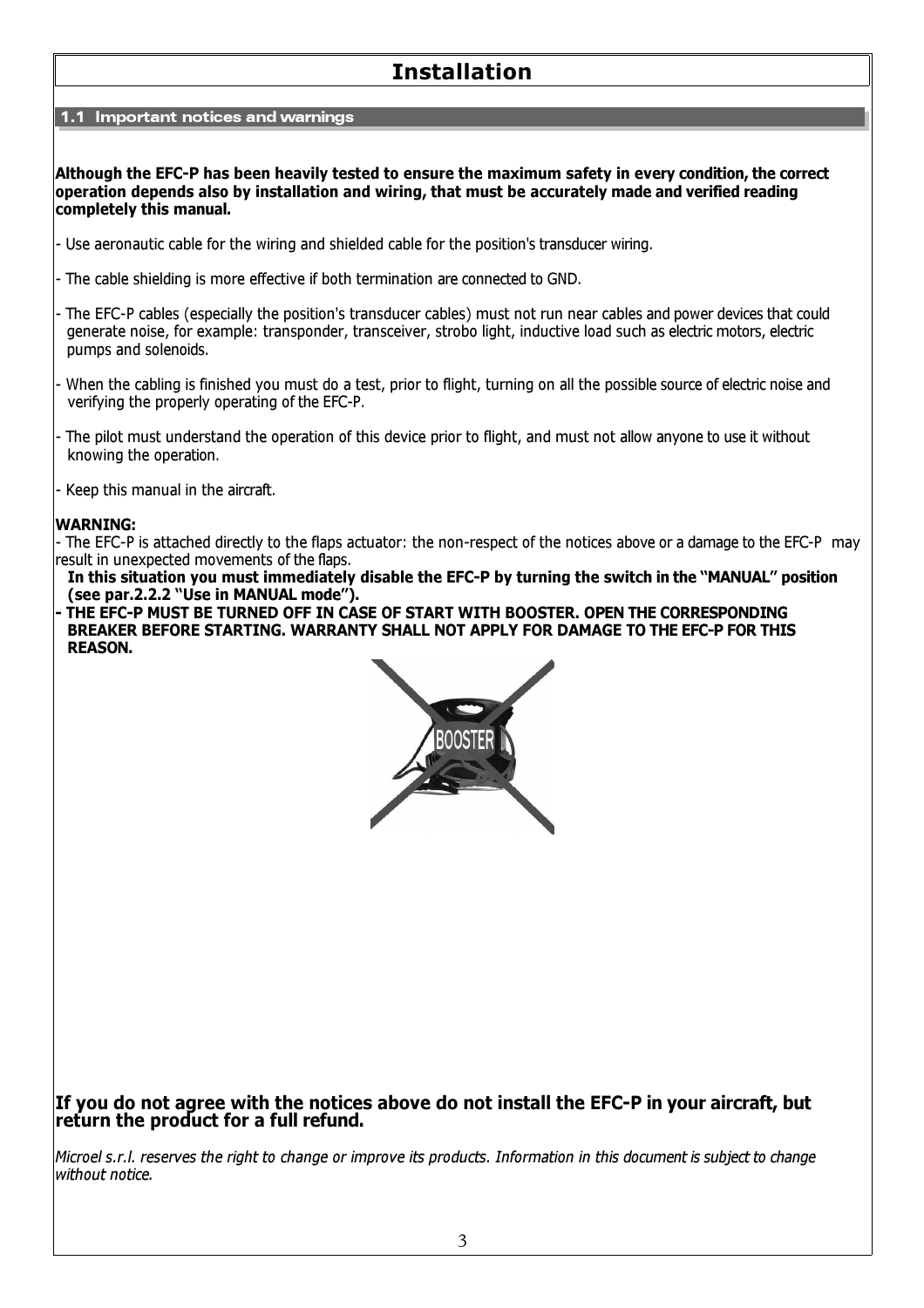# Installation

## 1.1 Important notices and warnings

**Although the EFC-P has been heavily tested to ensure the maximum safety in every condition, the correct operation depends also by installation and wiring, that must be accurately made and verified reading completely this manual.**

- Use aeronautic cable for the wiring and shielded cable for the position's transducer wiring.

- The cable shielding is more effective if both termination are connected to GND.

- The EFC-P cables (especially the position's transducer cables) must not run near cables and power devices that could generate noise, for example: transponder, transceiver, strobo light, inductive load such as electric motors, electric pumps and solenoids.

- When the cabling is finished you must do a test, prior to flight, turning on all the possible source of electric noise and verifying the properly operating of the EFC-P.

- The pilot must understand the operation of this device prior to flight, and must not allow anyone to use it without knowing the operation.

- Keep this manual in the aircraft.

**WARNING:**

- The EFC-P is attached directly to the flaps actuator: the non-respect of the notices above or a damage to the EFC-P may result in unexpected movements of the flaps.
  **In this situation you must immediately disable the EFC-P by turning the switch in the "MANUAL" position (see par.2.2.2 "Use in MANUAL mode").**

- **THE EFC-P MUST BE TURNED OFF IN CASE OF START WITH BOOSTER. OPEN THE CORRESPONDING BREAKER BEFORE STARTING. WARRANTY SHALL NOT APPLY FOR DAMAGE TO THE EFC-P FOR THIS REASON.**

### If you do not agree with the notices above do not install the EFC-P in your aircraft, but return the product for a full refund.

*Microel s.r.l. reserves the right to change or improve its products. Information in this document is subject to change without notice.*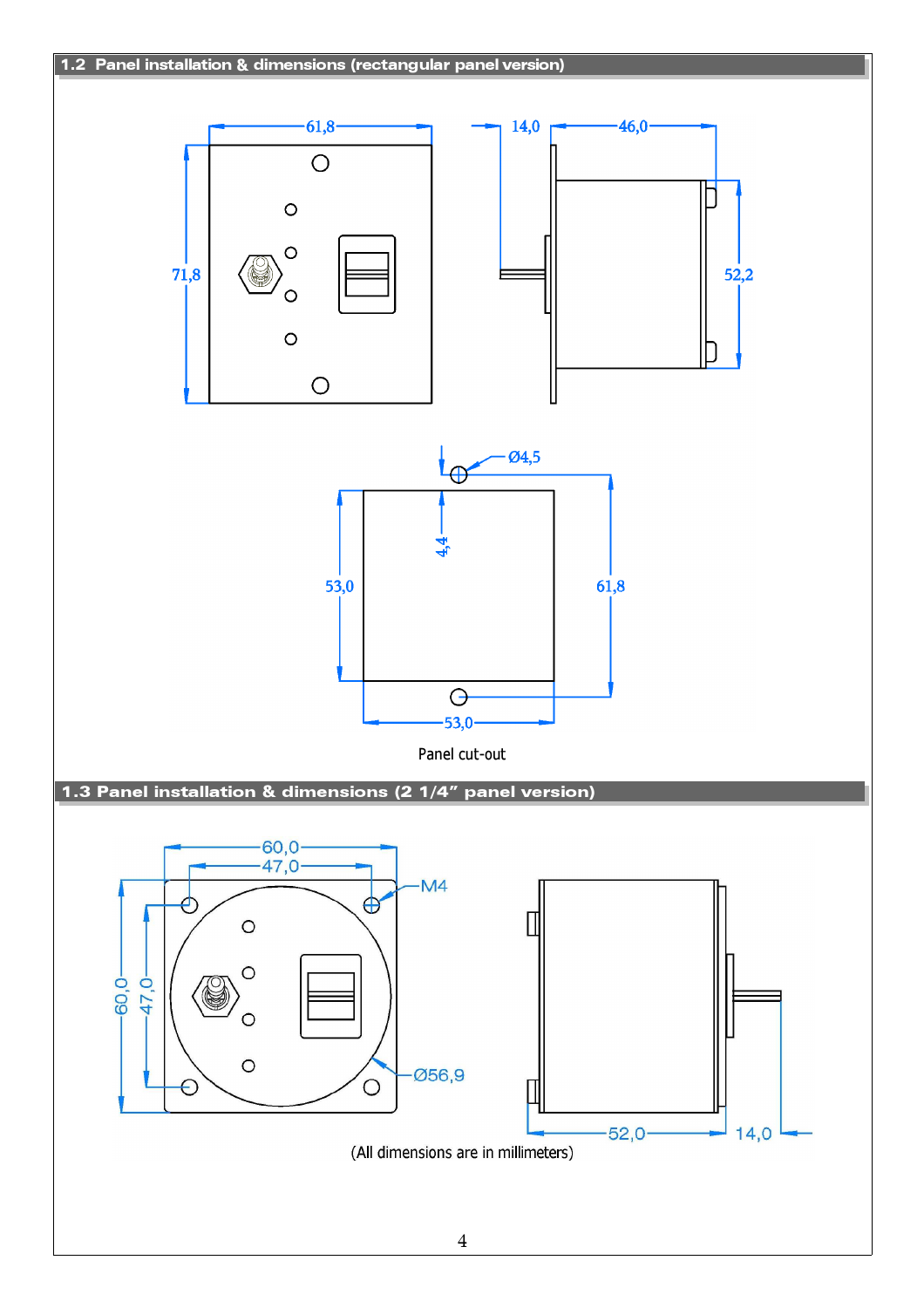## 1.2 Panel installation & dimensions (rectangular panel version)

Panel cut-out

## 1.3 Panel installation & dimensions (2 1/4" panel version)

(All dimensions are in millimeters)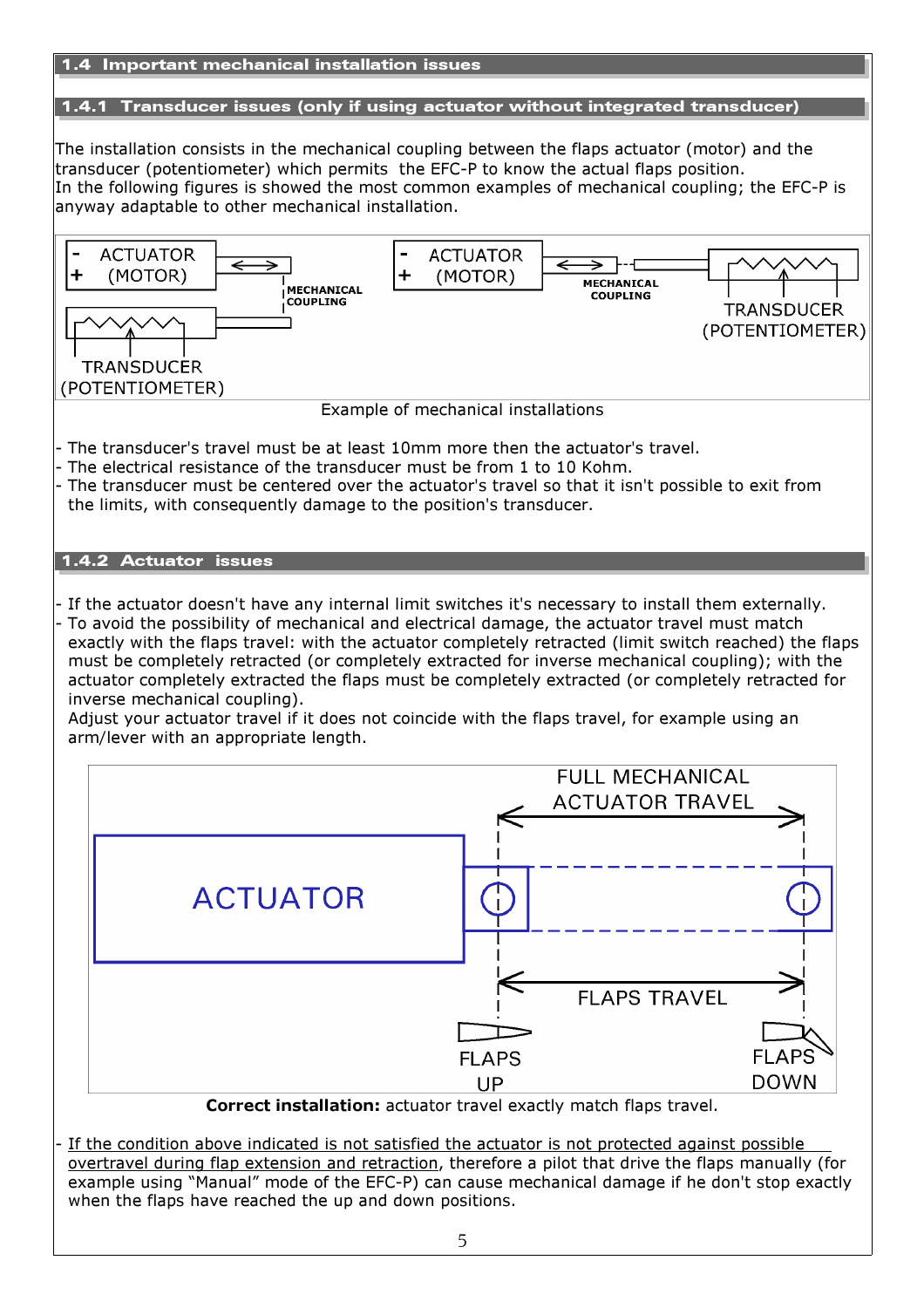## 1.4 Important mechanical installation issues

### 1.4.1 Transducer issues (only if using actuator without integrated transducer)

The installation consists in the mechanical coupling between the flaps actuator (motor) and the transducer (potentiometer) which permits the EFC-P to know the actual flaps position.
In the following figures is showed the most common examples of mechanical coupling; the EFC-P is anyway adaptable to other mechanical installation.

Example of mechanical installations

- The transducer's travel must be at least 10mm more then the actuator's travel.
- The electrical resistance of the transducer must be from 1 to 10 Kohm.
- The transducer must be centered over the actuator's travel so that it isn't possible to exit from the limits, with consequently damage to the position's transducer.

### 1.4.2 Actuator issues

- If the actuator doesn't have any internal limit switches it's necessary to install them externally.
- To avoid the possibility of mechanical and electrical damage, the actuator travel must match exactly with the flaps travel: with the actuator completely retracted (limit switch reached) the flaps must be completely retracted (or completely extracted for inverse mechanical coupling); with the actuator completely extracted the flaps must be completely extracted (or completely retracted for inverse mechanical coupling).
  Adjust your actuator travel if it does not coincide with the flaps travel, for example using an arm/lever with an appropriate length.

**Correct installation:** actuator travel exactly match flaps travel.

- <u>If the condition above indicated is not satisfied the actuator is not protected against possible overtravel during flap extension and retraction</u>, therefore a pilot that drive the flaps manually (for example using "Manual" mode of the EFC-P) can cause mechanical damage if he don't stop exactly when the flaps have reached the up and down positions.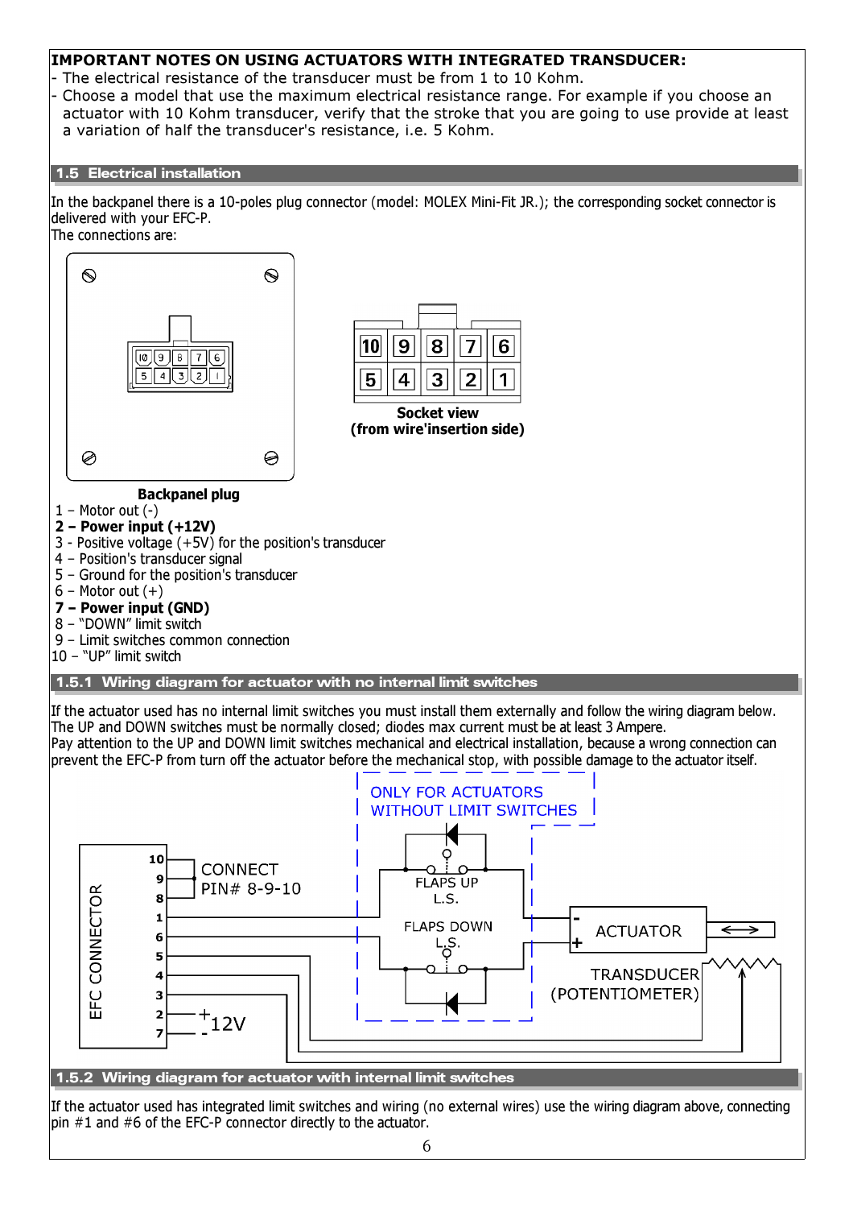**IMPORTANT NOTES ON USING ACTUATORS WITH INTEGRATED TRANSDUCER:**

- The electrical resistance of the transducer must be from 1 to 10 Kohm.
- Choose a model that use the maximum electrical resistance range. For example if you choose an actuator with 10 Kohm transducer, verify that the stroke that you are going to use provide at least a variation of half the transducer's resistance, i.e. 5 Kohm.

## 1.5 Electrical installation

In the backpanel there is a 10-poles plug connector (model: MOLEX Mini-Fit JR.); the corresponding socket connector is delivered with your EFC-P.
The connections are:

**Backpanel plug**

**Socket view (from wire'insertion side)**

1 – Motor out (-)
**2 – Power input (+12V)**
3 - Positive voltage (+5V) for the position's transducer
4 – Position's transducer signal
5 – Ground for the position's transducer
6 – Motor out (+)
**7 – Power input (GND)**
8 – "DOWN" limit switch
9 – Limit switches common connection
10 – "UP" limit switch

### 1.5.1 Wiring diagram for actuator with no internal limit switches

If the actuator used has no internal limit switches you must install them externally and follow the wiring diagram below. The UP and DOWN switches must be normally closed; diodes max current must be at least 3 Ampere.
Pay attention to the UP and DOWN limit switches mechanical and electrical installation, because a wrong connection can prevent the EFC-P from turn off the actuator before the mechanical stop, with possible damage to the actuator itself.

### 1.5.2 Wiring diagram for actuator with internal limit switches

If the actuator used has integrated limit switches and wiring (no external wires) use the wiring diagram above, connecting pin #1 and #6 of the EFC-P connector directly to the actuator.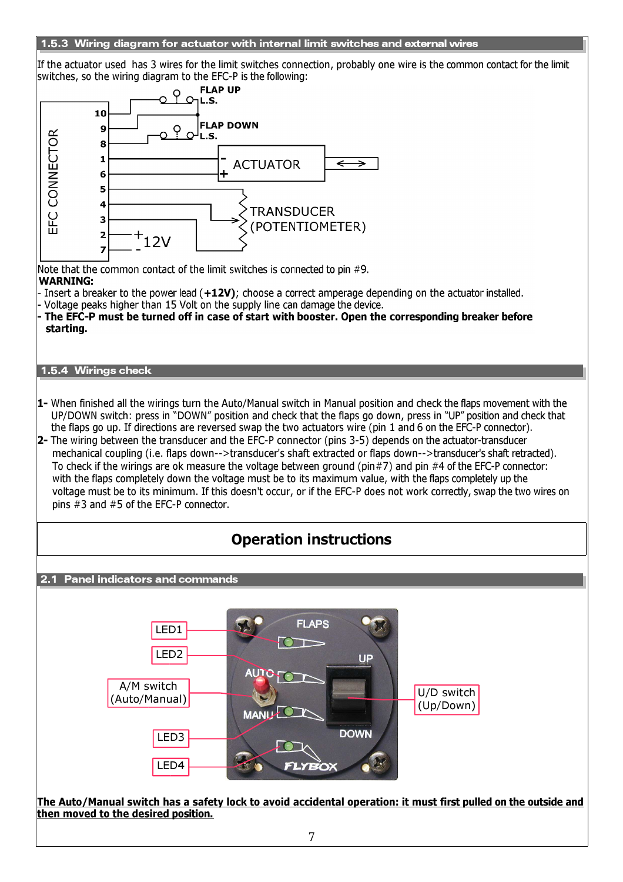### 1.5.3 Wiring diagram for actuator with internal limit switches and external wires

If the actuator used has 3 wires for the limit switches connection, probably one wire is the common contact for the limit switches, so the wiring diagram to the EFC-P is the following:

Note that the common contact of the limit switches is connected to pin #9.

**WARNING:**

- Insert a breaker to the power lead (**+12V)**; choose a correct amperage depending on the actuator installed.
- Voltage peaks higher than 15 Volt on the supply line can damage the device.
- **The EFC-P must be turned off in case of start with booster. Open the corresponding breaker before starting.**

### 1.5.4 Wirings check

**1-** When finished all the wirings turn the Auto/Manual switch in Manual position and check the flaps movement with the UP/DOWN switch: press in “DOWN” position and check that the flaps go down, press in “UP” position and check that the flaps go up. If directions are reversed swap the two actuators wire (pin 1 and 6 on the EFC-P connector).

**2-** The wiring between the transducer and the EFC-P connector (pins 3-5) depends on the actuator-transducer mechanical coupling (i.e. flaps down-->transducer's shaft extracted or flaps down-->transducer's shaft retracted). To check if the wirings are ok measure the voltage between ground (pin#7) and pin #4 of the EFC-P connector: with the flaps completely down the voltage must be to its maximum value, with the flaps completely up the voltage must be to its minimum. If this doesn't occur, or if the EFC-P does not work correctly, swap the two wires on pins #3 and #5 of the EFC-P connector.

# Operation instructions

### 2.1 Panel indicators and commands

**<u>The Auto/Manual switch has a safety lock to avoid accidental operation: it must first pulled on the outside and then moved to the desired position.</u>**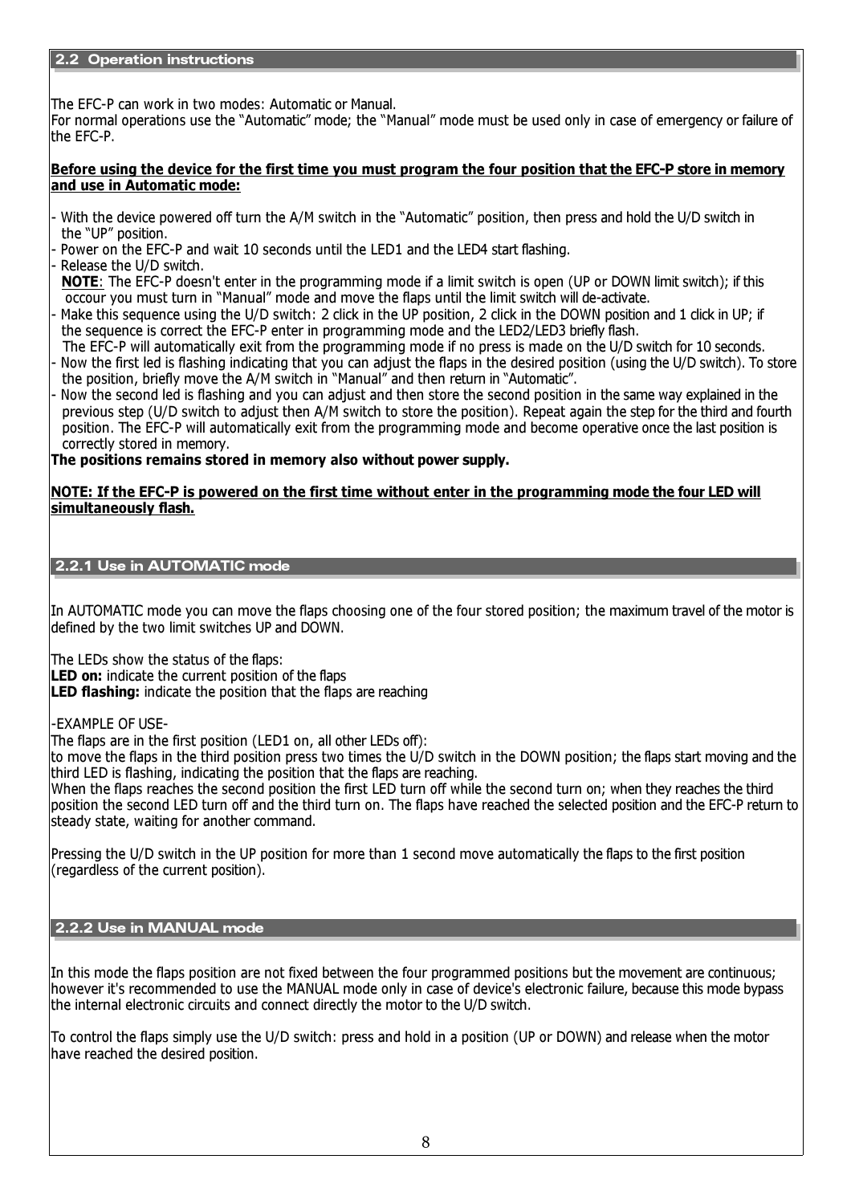## 2.2 Operation instructions

The EFC-P can work in two modes: Automatic or Manual.
For normal operations use the "Automatic" mode; the "Manual" mode must be used only in case of emergency or failure of the EFC-P.

**Before using the device for the first time you must program the four position that the EFC-P store in memory and use in Automatic mode:**

- With the device powered off turn the A/M switch in the "Automatic" position, then press and hold the U/D switch in the "UP" position.
- Power on the EFC-P and wait 10 seconds until the LED1 and the LED4 start flashing.
- Release the U/D switch.
  **NOTE**: The EFC-P doesn't enter in the programming mode if a limit switch is open (UP or DOWN limit switch); if this occour you must turn in "Manual" mode and move the flaps until the limit switch will de-activate.
- Make this sequence using the U/D switch: 2 click in the UP position, 2 click in the DOWN position and 1 click in UP; if the sequence is correct the EFC-P enter in programming mode and the LED2/LED3 briefly flash.
  The EFC-P will automatically exit from the programming mode if no press is made on the U/D switch for 10 seconds.
- Now the first led is flashing indicating that you can adjust the flaps in the desired position (using the U/D switch). To store the position, briefly move the A/M switch in "Manual" and then return in "Automatic".
- Now the second led is flashing and you can adjust and then store the second position in the same way explained in the previous step (U/D switch to adjust then A/M switch to store the position). Repeat again the step for the third and fourth position. The EFC-P will automatically exit from the programming mode and become operative once the last position is correctly stored in memory.

**The positions remains stored in memory also without power supply.**

**NOTE: If the EFC-P is powered on the first time without enter in the programming mode the four LED will simultaneously flash.**

### 2.2.1 Use in AUTOMATIC mode

In AUTOMATIC mode you can move the flaps choosing one of the four stored position; the maximum travel of the motor is defined by the two limit switches UP and DOWN.

The LEDs show the status of the flaps:
**LED on:** indicate the current position of the flaps
**LED flashing:** indicate the position that the flaps are reaching

-EXAMPLE OF USE-
The flaps are in the first position (LED1 on, all other LEDs off):
to move the flaps in the third position press two times the U/D switch in the DOWN position; the flaps start moving and the third LED is flashing, indicating the position that the flaps are reaching.
When the flaps reaches the second position the first LED turn off while the second turn on; when they reaches the third position the second LED turn off and the third turn on. The flaps have reached the selected position and the EFC-P return to steady state, waiting for another command.

Pressing the U/D switch in the UP position for more than 1 second move automatically the flaps to the first position (regardless of the current position).

### 2.2.2 Use in MANUAL mode

In this mode the flaps position are not fixed between the four programmed positions but the movement are continuous; however it's recommended to use the MANUAL mode only in case of device's electronic failure, because this mode bypass the internal electronic circuits and connect directly the motor to the U/D switch.

To control the flaps simply use the U/D switch: press and hold in a position (UP or DOWN) and release when the motor have reached the desired position.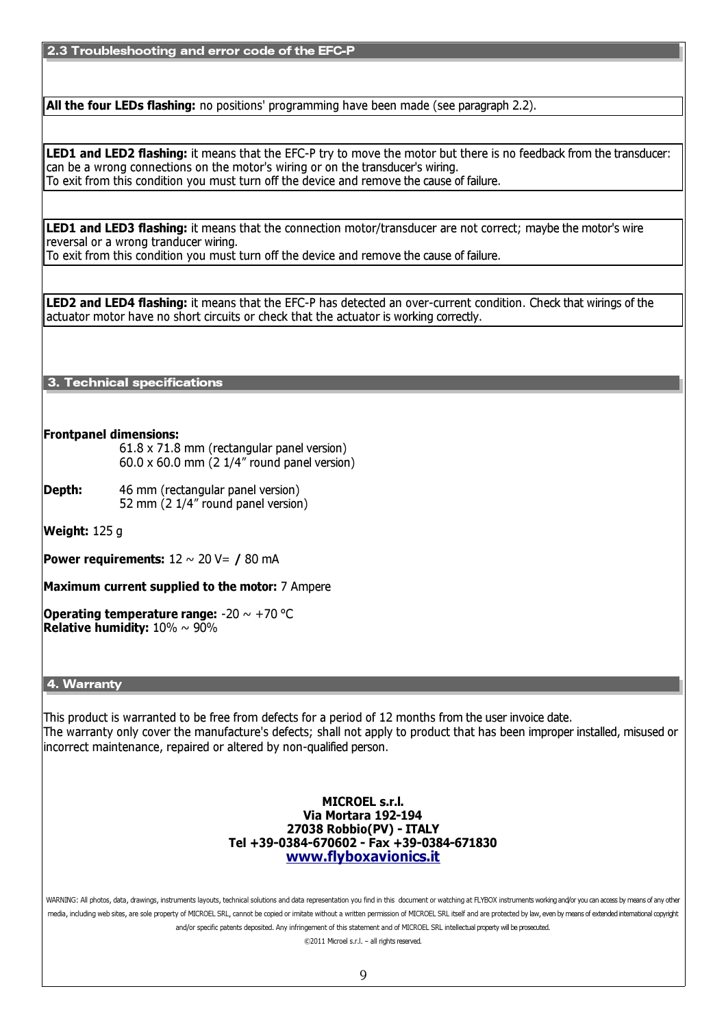## 2.3 Troubleshooting and error code of the EFC-P

**All the four LEDs flashing:** no positions' programming have been made (see paragraph 2.2).

**LED1 and LED2 flashing:** it means that the EFC-P try to move the motor but there is no feedback from the transducer: can be a wrong connections on the motor's wiring or on the transducer's wiring.
To exit from this condition you must turn off the device and remove the cause of failure.

**LED1 and LED3 flashing:** it means that the connection motor/transducer are not correct; maybe the motor's wire reversal or a wrong tranducer wiring.
To exit from this condition you must turn off the device and remove the cause of failure.

**LED2 and LED4 flashing:** it means that the EFC-P has detected an over-current condition. Check that wirings of the actuator motor have no short circuits or check that the actuator is working correctly.

## 3. Technical specifications

**Frontpanel dimensions:**
61.8 x 71.8 mm (rectangular panel version)
60.0 x 60.0 mm (2 1/4" round panel version)

**Depth:** 46 mm (rectangular panel version)
52 mm (2 1/4" round panel version)

**Weight:** 125 g

**Power requirements:** 12 ~ 20 V= **/** 80 mA

**Maximum current supplied to the motor:** 7 Ampere

**Operating temperature range:** -20 ~ +70 °C
**Relative humidity:** 10% ~ 90%

## 4. Warranty

This product is warranted to be free from defects for a period of 12 months from the user invoice date.
The warranty only cover the manufacture's defects; shall not apply to product that has been improper installed, misused or incorrect maintenance, repaired or altered by non-qualified person.

**MICROEL s.r.l.**
**Via Mortara 192-194**
**27038 Robbio(PV) - ITALY**
**Tel +39-0384-670602 - Fax +39-0384-671830**
**www.flyboxavionics.it**

WARNING: All photos, data, drawings, instruments layouts, technical solutions and data representation you find in this document or watching at FLYBOX instruments working and/or you can access by means of any other media, including web sites, are sole property of MICROEL SRL, cannot be copied or imitate without a written permission of MICROEL SRL itself and are protected by law, even by means of extended international copyright and/or specific patents deposited. Any infringement of this statement and of MICROEL SRL intellectual property will be prosecuted.

©2011 Microel s.r.l. – all rights reserved.